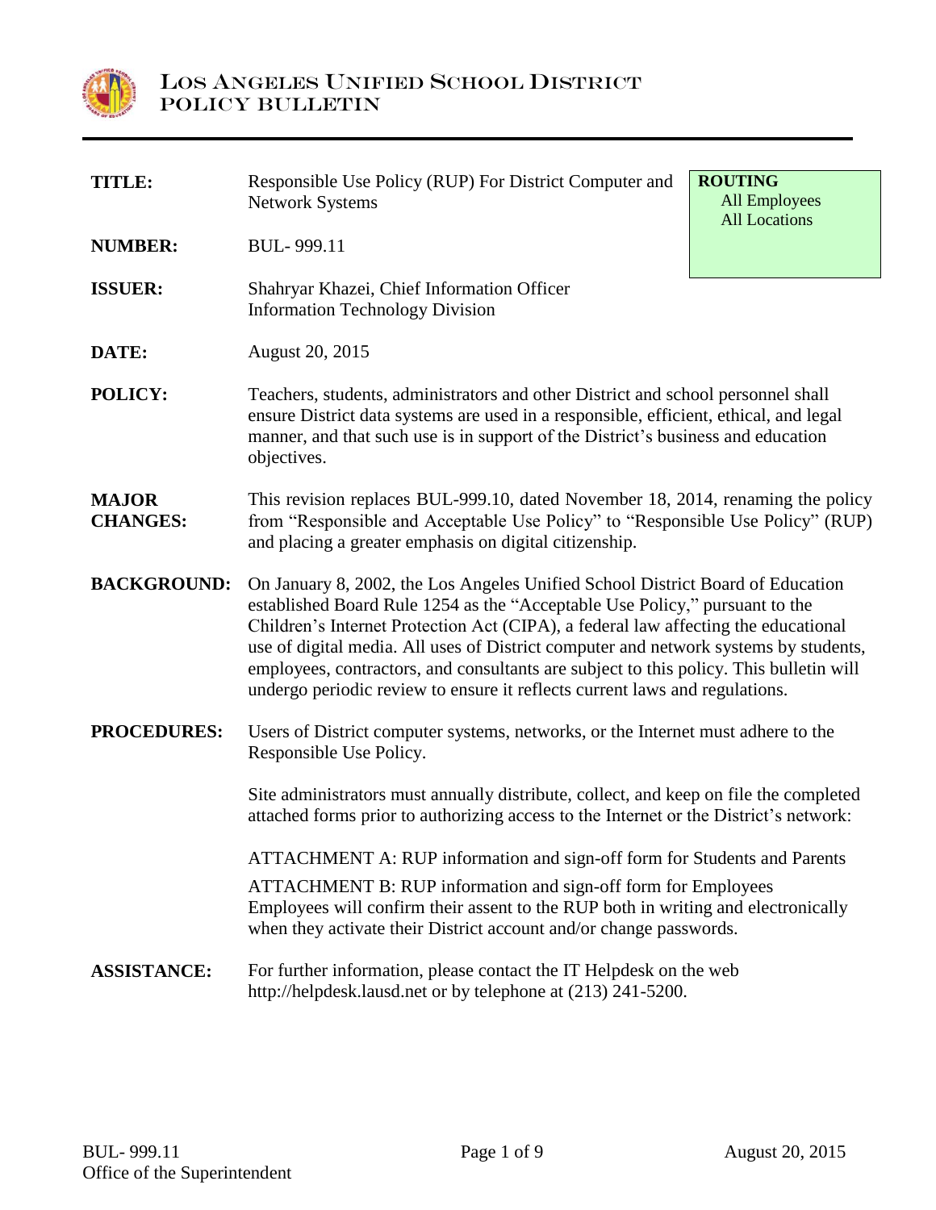# LOS ANGELES UNIFIED SCHOOL DISTRICT
## POLICY BULLETIN

**ROUTING**
All Employees
All Locations

**TITLE:** Responsible Use Policy (RUP) For District Computer and Network Systems

**NUMBER:** BUL- 999.11

**ISSUER:** Shahryar Khazei, Chief Information Officer
Information Technology Division

**DATE:** August 20, 2015

**POLICY:** Teachers, students, administrators and other District and school personnel shall ensure District data systems are used in a responsible, efficient, ethical, and legal manner, and that such use is in support of the District's business and education objectives.

**MAJOR CHANGES:** This revision replaces BUL-999.10, dated November 18, 2014, renaming the policy from "Responsible and Acceptable Use Policy" to "Responsible Use Policy" (RUP) and placing a greater emphasis on digital citizenship.

**BACKGROUND:** On January 8, 2002, the Los Angeles Unified School District Board of Education established Board Rule 1254 as the "Acceptable Use Policy," pursuant to the Children's Internet Protection Act (CIPA), a federal law affecting the educational use of digital media. All uses of District computer and network systems by students, employees, contractors, and consultants are subject to this policy. This bulletin will undergo periodic review to ensure it reflects current laws and regulations.

**PROCEDURES:** Users of District computer systems, networks, or the Internet must adhere to the Responsible Use Policy.

Site administrators must annually distribute, collect, and keep on file the completed attached forms prior to authorizing access to the Internet or the District's network:

ATTACHMENT A: RUP information and sign-off form for Students and Parents

ATTACHMENT B: RUP information and sign-off form for Employees
Employees will confirm their assent to the RUP both in writing and electronically when they activate their District account and/or change passwords.

**ASSISTANCE:** For further information, please contact the IT Helpdesk on the web http://helpdesk.lausd.net or by telephone at (213) 241-5200.

BUL- 999.11
Office of the Superintendent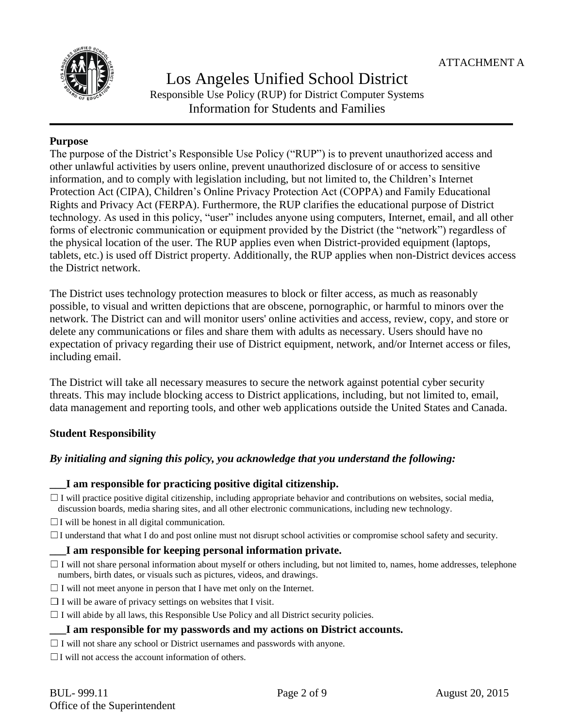ATTACHMENT A

# Los Angeles Unified School District

Responsible Use Policy (RUP) for District Computer Systems

Information for Students and Families

**Purpose**

The purpose of the District's Responsible Use Policy ("RUP") is to prevent unauthorized access and other unlawful activities by users online, prevent unauthorized disclosure of or access to sensitive information, and to comply with legislation including, but not limited to, the Children's Internet Protection Act (CIPA), Children's Online Privacy Protection Act (COPPA) and Family Educational Rights and Privacy Act (FERPA). Furthermore, the RUP clarifies the educational purpose of District technology. As used in this policy, "user" includes anyone using computers, Internet, email, and all other forms of electronic communication or equipment provided by the District (the "network") regardless of the physical location of the user. The RUP applies even when District-provided equipment (laptops, tablets, etc.) is used off District property. Additionally, the RUP applies when non-District devices access the District network.

The District uses technology protection measures to block or filter access, as much as reasonably possible, to visual and written depictions that are obscene, pornographic, or harmful to minors over the network. The District can and will monitor users' online activities and access, review, copy, and store or delete any communications or files and share them with adults as necessary. Users should have no expectation of privacy regarding their use of District equipment, network, and/or Internet access or files, including email.

The District will take all necessary measures to secure the network against potential cyber security threats. This may include blocking access to District applications, including, but not limited to, email, data management and reporting tools, and other web applications outside the United States and Canada.

**Student Responsibility**

***By initialing and signing this policy, you acknowledge that you understand the following:***

**___I am responsible for practicing positive digital citizenship.**

- ☐ I will practice positive digital citizenship, including appropriate behavior and contributions on websites, social media, discussion boards, media sharing sites, and all other electronic communications, including new technology.
- ☐ I will be honest in all digital communication.
- ☐ I understand that what I do and post online must not disrupt school activities or compromise school safety and security.

**___I am responsible for keeping personal information private.**

- ☐ I will not share personal information about myself or others including, but not limited to, names, home addresses, telephone numbers, birth dates, or visuals such as pictures, videos, and drawings.
- ☐ I will not meet anyone in person that I have met only on the Internet.
- ☐ I will be aware of privacy settings on websites that I visit.
- ☐ I will abide by all laws, this Responsible Use Policy and all District security policies.

**___I am responsible for my passwords and my actions on District accounts.**

- ☐ I will not share any school or District usernames and passwords with anyone.
- ☐ I will not access the account information of others.

BUL- 999.11 August 20, 2015

Office of the Superintendent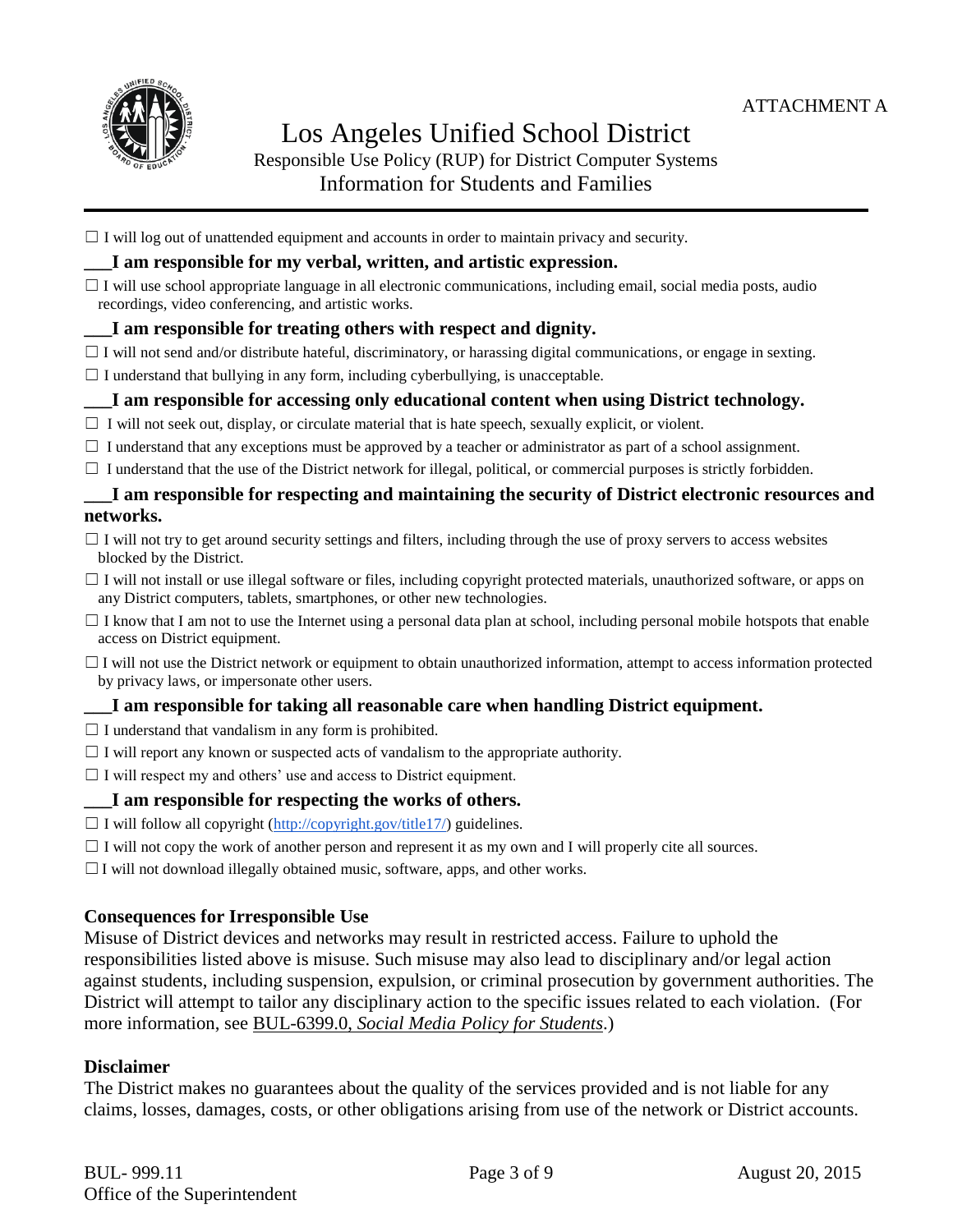ATTACHMENT A

# Los Angeles Unified School District

Responsible Use Policy (RUP) for District Computer Systems

## Information for Students and Families

☐ I will log out of unattended equipment and accounts in order to maintain privacy and security.

### ___I am responsible for my verbal, written, and artistic expression.

☐ I will use school appropriate language in all electronic communications, including email, social media posts, audio recordings, video conferencing, and artistic works.

### ___I am responsible for treating others with respect and dignity.

☐ I will not send and/or distribute hateful, discriminatory, or harassing digital communications, or engage in sexting.

☐ I understand that bullying in any form, including cyberbullying, is unacceptable.

### ___I am responsible for accessing only educational content when using District technology.

☐ I will not seek out, display, or circulate material that is hate speech, sexually explicit, or violent.

☐ I understand that any exceptions must be approved by a teacher or administrator as part of a school assignment.

☐ I understand that the use of the District network for illegal, political, or commercial purposes is strictly forbidden.

### ___I am responsible for respecting and maintaining the security of District electronic resources and networks.

☐ I will not try to get around security settings and filters, including through the use of proxy servers to access websites blocked by the District.

☐ I will not install or use illegal software or files, including copyright protected materials, unauthorized software, or apps on any District computers, tablets, smartphones, or other new technologies.

☐ I know that I am not to use the Internet using a personal data plan at school, including personal mobile hotspots that enable access on District equipment.

☐ I will not use the District network or equipment to obtain unauthorized information, attempt to access information protected by privacy laws, or impersonate other users.

### ___I am responsible for taking all reasonable care when handling District equipment.

☐ I understand that vandalism in any form is prohibited.

☐ I will report any known or suspected acts of vandalism to the appropriate authority.

☐ I will respect my and others' use and access to District equipment.

### ___I am responsible for respecting the works of others.

☐ I will follow all copyright (http://copyright.gov/title17/) guidelines.

☐ I will not copy the work of another person and represent it as my own and I will properly cite all sources.

☐ I will not download illegally obtained music, software, apps, and other works.

**Consequences for Irresponsible Use**

Misuse of District devices and networks may result in restricted access. Failure to uphold the responsibilities listed above is misuse. Such misuse may also lead to disciplinary and/or legal action against students, including suspension, expulsion, or criminal prosecution by government authorities. The District will attempt to tailor any disciplinary action to the specific issues related to each violation. (For more information, see BUL-6399.0, *Social Media Policy for Students*.)

**Disclaimer**

The District makes no guarantees about the quality of the services provided and is not liable for any claims, losses, damages, costs, or other obligations arising from use of the network or District accounts.

BUL- 999.11 | August 20, 2015

Office of the Superintendent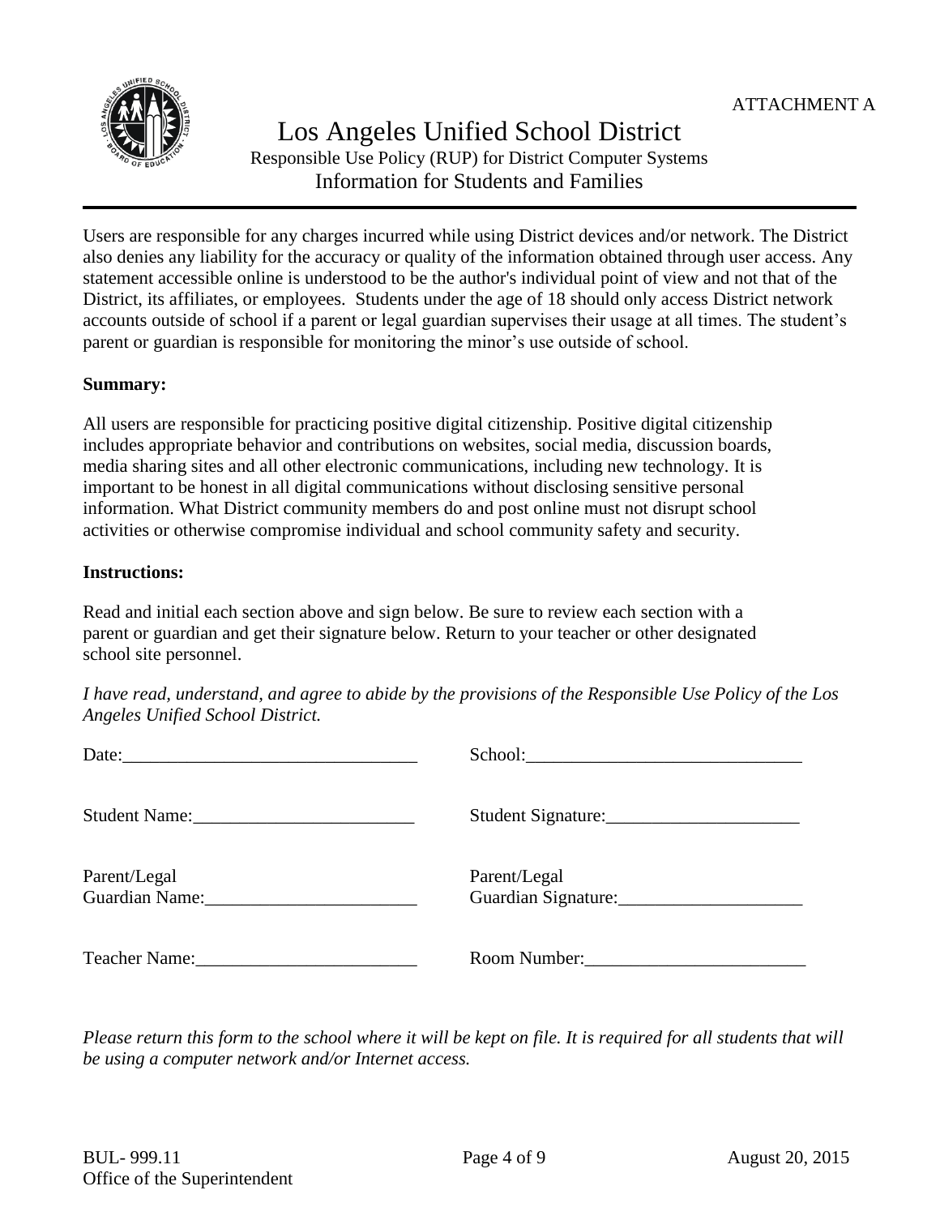ATTACHMENT A

# Los Angeles Unified School District

Responsible Use Policy (RUP) for District Computer Systems

Information for Students and Families

---

Users are responsible for any charges incurred while using District devices and/or network. The District also denies any liability for the accuracy or quality of the information obtained through user access. Any statement accessible online is understood to be the author's individual point of view and not that of the District, its affiliates, or employees. Students under the age of 18 should only access District network accounts outside of school if a parent or legal guardian supervises their usage at all times. The student's parent or guardian is responsible for monitoring the minor's use outside of school.

**Summary:**

All users are responsible for practicing positive digital citizenship. Positive digital citizenship includes appropriate behavior and contributions on websites, social media, discussion boards, media sharing sites and all other electronic communications, including new technology. It is important to be honest in all digital communications without disclosing sensitive personal information. What District community members do and post online must not disrupt school activities or otherwise compromise individual and school community safety and security.

**Instructions:**

Read and initial each section above and sign below. Be sure to review each section with a parent or guardian and get their signature below. Return to your teacher or other designated school site personnel.

*I have read, understand, and agree to abide by the provisions of the Responsible Use Policy of the Los Angeles Unified School District.*

Date:________________________________ School:______________________________

Student Name:________________________ Student Signature:_____________________

Parent/Legal Guardian Name:_______________________ Parent/Legal Guardian Signature:____________________

Teacher Name:________________________ Room Number:________________________

*Please return this form to the school where it will be kept on file. It is required for all students that will be using a computer network and/or Internet access.*

BUL- 999.11
Office of the Superintendent

August 20, 2015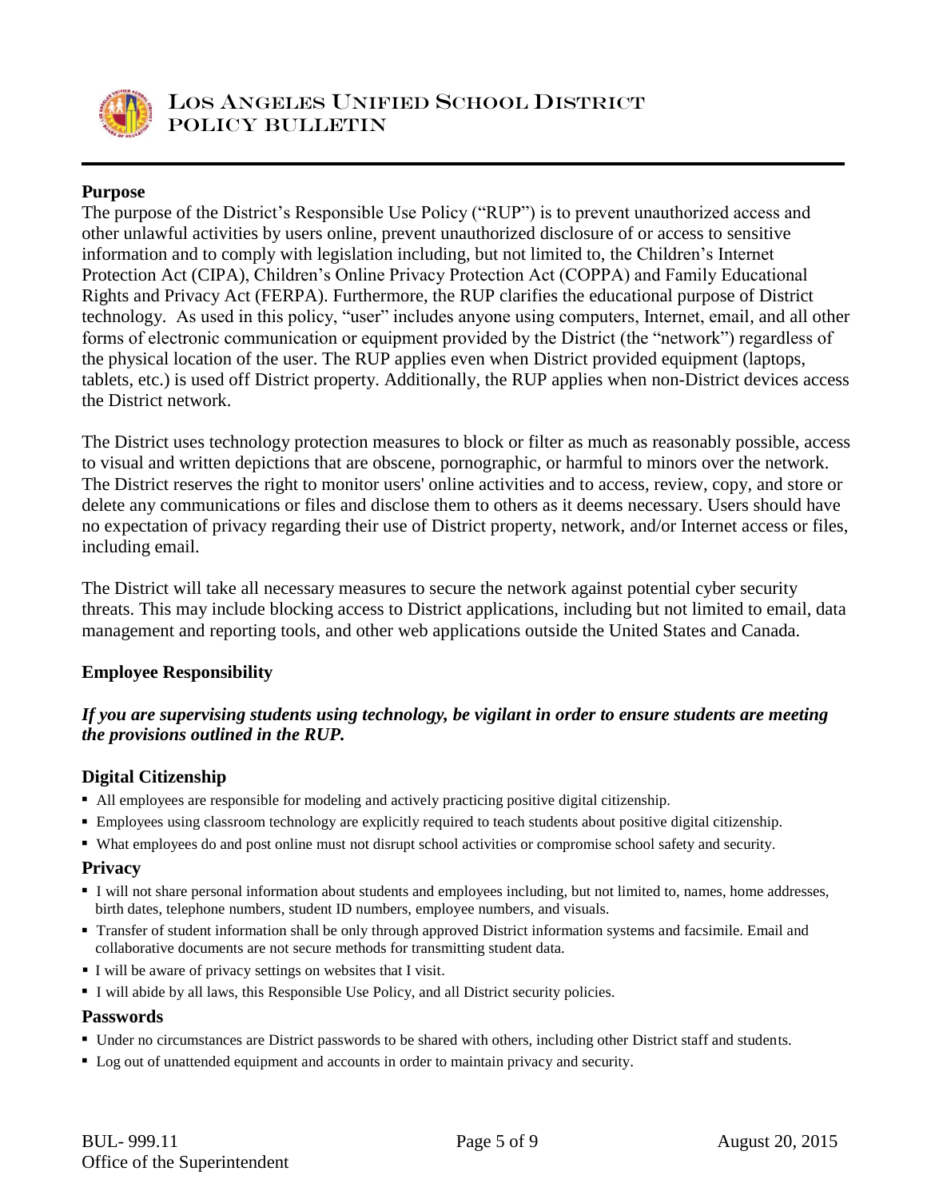# Los Angeles Unified School District Policy Bulletin

## Purpose

The purpose of the District's Responsible Use Policy ("RUP") is to prevent unauthorized access and other unlawful activities by users online, prevent unauthorized disclosure of or access to sensitive information and to comply with legislation including, but not limited to, the Children's Internet Protection Act (CIPA), Children's Online Privacy Protection Act (COPPA) and Family Educational Rights and Privacy Act (FERPA). Furthermore, the RUP clarifies the educational purpose of District technology. As used in this policy, "user" includes anyone using computers, Internet, email, and all other forms of electronic communication or equipment provided by the District (the "network") regardless of the physical location of the user. The RUP applies even when District provided equipment (laptops, tablets, etc.) is used off District property. Additionally, the RUP applies when non-District devices access the District network.

The District uses technology protection measures to block or filter as much as reasonably possible, access to visual and written depictions that are obscene, pornographic, or harmful to minors over the network. The District reserves the right to monitor users' online activities and to access, review, copy, and store or delete any communications or files and disclose them to others as it deems necessary. Users should have no expectation of privacy regarding their use of District property, network, and/or Internet access or files, including email.

The District will take all necessary measures to secure the network against potential cyber security threats. This may include blocking access to District applications, including but not limited to email, data management and reporting tools, and other web applications outside the United States and Canada.

## Employee Responsibility

***If you are supervising students using technology, be vigilant in order to ensure students are meeting the provisions outlined in the RUP.***

### Digital Citizenship

- All employees are responsible for modeling and actively practicing positive digital citizenship.
- Employees using classroom technology are explicitly required to teach students about positive digital citizenship.
- What employees do and post online must not disrupt school activities or compromise school safety and security.

### Privacy

- I will not share personal information about students and employees including, but not limited to, names, home addresses, birth dates, telephone numbers, student ID numbers, employee numbers, and visuals.
- Transfer of student information shall be only through approved District information systems and facsimile. Email and collaborative documents are not secure methods for transmitting student data.
- I will be aware of privacy settings on websites that I visit.
- I will abide by all laws, this Responsible Use Policy, and all District security policies.

### Passwords

- Under no circumstances are District passwords to be shared with others, including other District staff and students.
- Log out of unattended equipment and accounts in order to maintain privacy and security.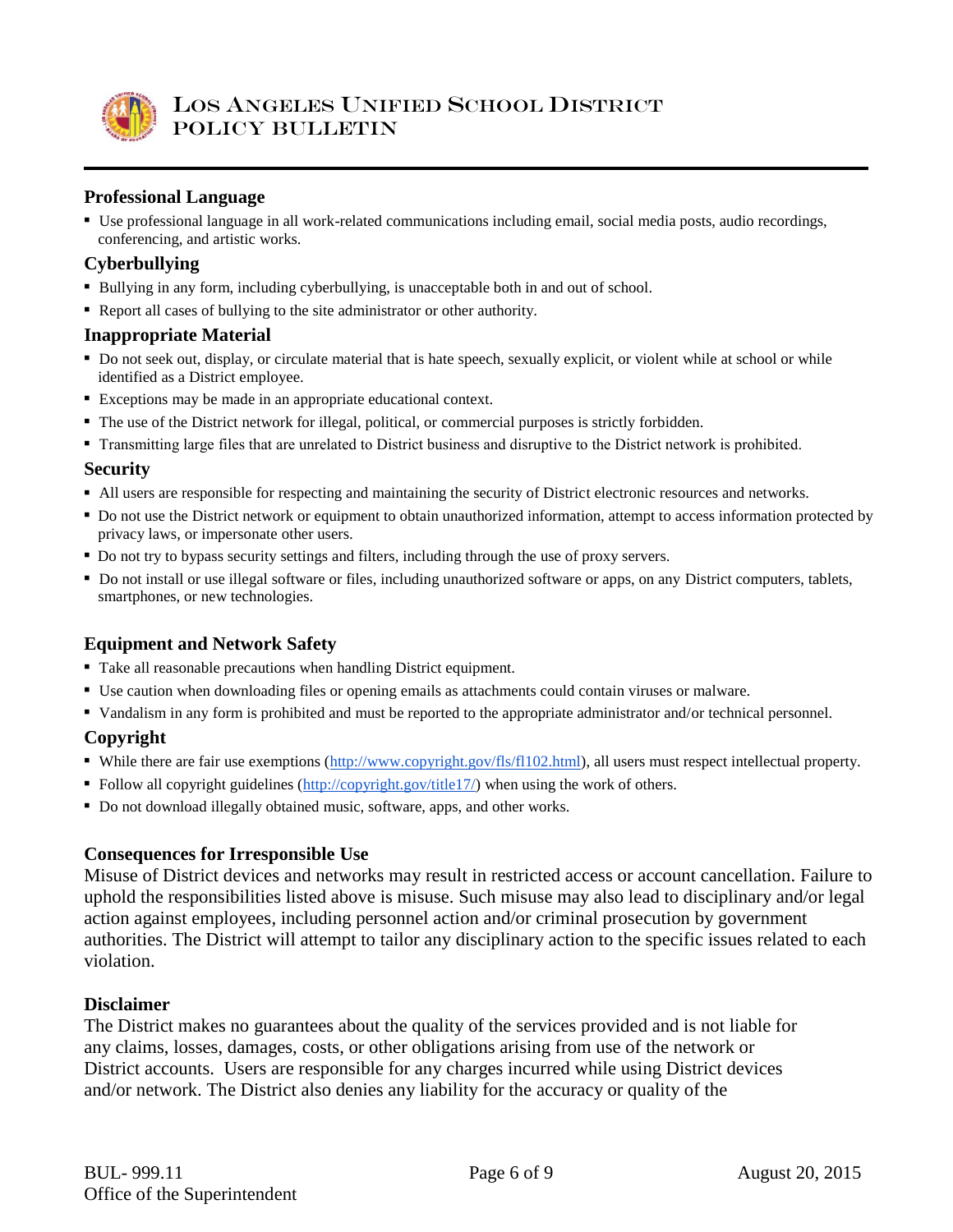### Professional Language

- Use professional language in all work-related communications including email, social media posts, audio recordings, conferencing, and artistic works.

### Cyberbullying

- Bullying in any form, including cyberbullying, is unacceptable both in and out of school.
- Report all cases of bullying to the site administrator or other authority.

### Inappropriate Material

- Do not seek out, display, or circulate material that is hate speech, sexually explicit, or violent while at school or while identified as a District employee.
- Exceptions may be made in an appropriate educational context.
- The use of the District network for illegal, political, or commercial purposes is strictly forbidden.
- Transmitting large files that are unrelated to District business and disruptive to the District network is prohibited.

### Security

- All users are responsible for respecting and maintaining the security of District electronic resources and networks.
- Do not use the District network or equipment to obtain unauthorized information, attempt to access information protected by privacy laws, or impersonate other users.
- Do not try to bypass security settings and filters, including through the use of proxy servers.
- Do not install or use illegal software or files, including unauthorized software or apps, on any District computers, tablets, smartphones, or new technologies.

### Equipment and Network Safety

- Take all reasonable precautions when handling District equipment.
- Use caution when downloading files or opening emails as attachments could contain viruses or malware.
- Vandalism in any form is prohibited and must be reported to the appropriate administrator and/or technical personnel.

### Copyright

- While there are fair use exemptions (http://www.copyright.gov/fls/fl102.html), all users must respect intellectual property.
- Follow all copyright guidelines (http://copyright.gov/title17/) when using the work of others.
- Do not download illegally obtained music, software, apps, and other works.

### Consequences for Irresponsible Use

Misuse of District devices and networks may result in restricted access or account cancellation. Failure to uphold the responsibilities listed above is misuse. Such misuse may also lead to disciplinary and/or legal action against employees, including personnel action and/or criminal prosecution by government authorities. The District will attempt to tailor any disciplinary action to the specific issues related to each violation.

### Disclaimer

The District makes no guarantees about the quality of the services provided and is not liable for any claims, losses, damages, costs, or other obligations arising from use of the network or District accounts. Users are responsible for any charges incurred while using District devices and/or network. The District also denies any liability for the accuracy or quality of the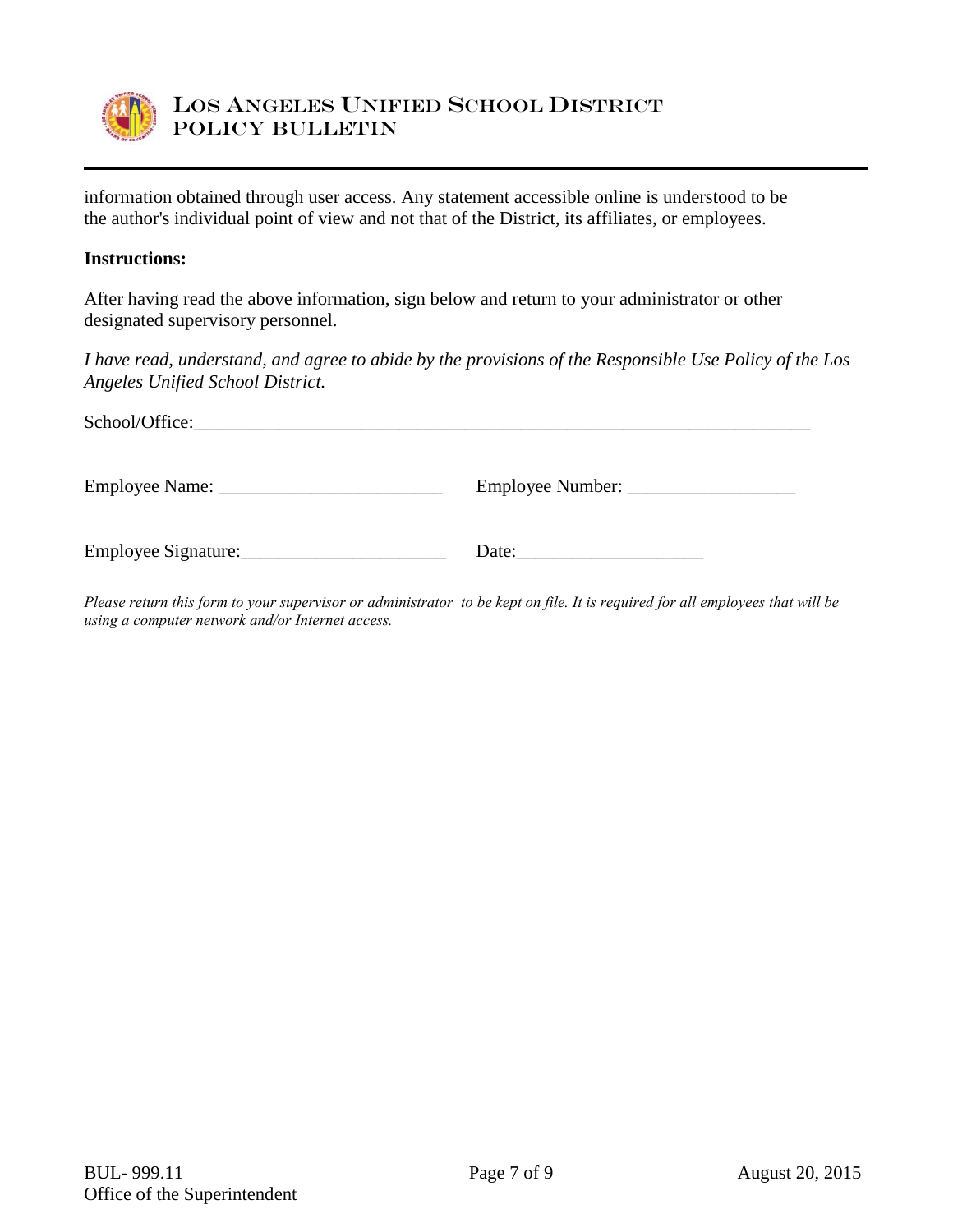information obtained through user access. Any statement accessible online is understood to be the author's individual point of view and not that of the District, its affiliates, or employees.

**Instructions:**

After having read the above information, sign below and return to your administrator or other designated supervisory personnel.

*I have read, understand, and agree to abide by the provisions of the Responsible Use Policy of the Los Angeles Unified School District.*

School/Office:_____________________________________________________________________

Employee Name: ________________________    Employee Number: __________________

Employee Signature:______________________    Date:____________________

*Please return this form to your supervisor or administrator to be kept on file. It is required for all employees that will be using a computer network and/or Internet access.*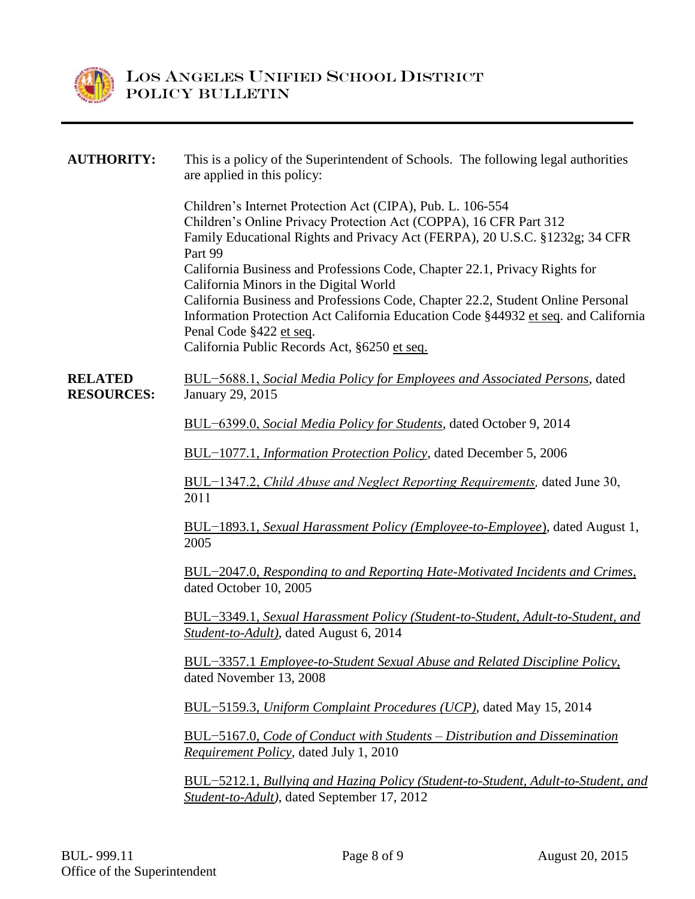**AUTHORITY:** This is a policy of the Superintendent of Schools. The following legal authorities are applied in this policy:

Children's Internet Protection Act (CIPA), Pub. L. 106-554
Children's Online Privacy Protection Act (COPPA), 16 CFR Part 312
Family Educational Rights and Privacy Act (FERPA), 20 U.S.C. §1232g; 34 CFR Part 99
California Business and Professions Code, Chapter 22.1, Privacy Rights for California Minors in the Digital World
California Business and Professions Code, Chapter 22.2, Student Online Personal Information Protection Act California Education Code §44932 et seq. and California Penal Code §422 et seq.
California Public Records Act, §6250 et seq.

**RELATED RESOURCES:**

BUL–5688.1, *Social Media Policy for Employees and Associated Persons*, dated January 29, 2015

BUL–6399.0, *Social Media Policy for Students*, dated October 9, 2014

BUL–1077.1, *Information Protection Policy*, dated December 5, 2006

BUL–1347.2, *Child Abuse and Neglect Reporting Requirements,* dated June 30, 2011

BUL–1893.1, *Sexual Harassment Policy (Employee-to-Employee*), dated August 1, 2005

BUL–2047.0, *Responding to and Reporting Hate-Motivated Incidents and Crimes*, dated October 10, 2005

BUL–3349.1, *Sexual Harassment Policy (Student-to-Student, Adult-to-Student, and Student-to-Adult)*, dated August 6, 2014

BUL–3357.1 *Employee-to-Student Sexual Abuse and Related Discipline Policy*, dated November 13, 2008

BUL–5159.3, *Uniform Complaint Procedures (UCP)*, dated May 15, 2014

BUL–5167.0, *Code of Conduct with Students – Distribution and Dissemination Requirement Policy*, dated July 1, 2010

BUL–5212.1, *Bullying and Hazing Policy (Student-to-Student, Adult-to-Student, and Student-to-Adult)*, dated September 17, 2012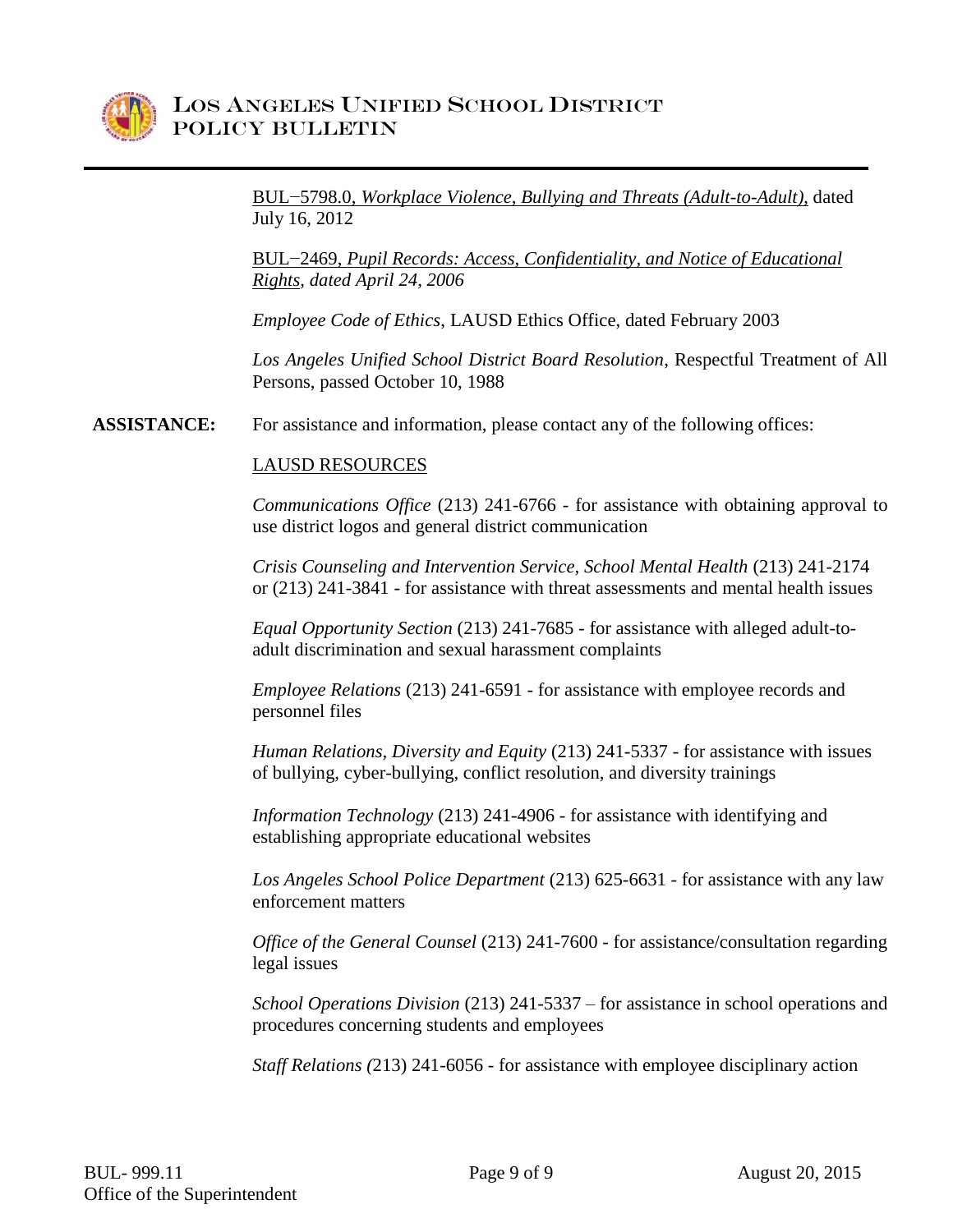<u>BUL–5798.0, *Workplace Violence, Bullying and Threats (Adult-to-Adult)*,</u> dated July 16, 2012

<u>BUL–2469, *Pupil Records: Access, Confidentiality, and Notice of Educational Rights*</u>, *dated April 24, 2006*

*Employee Code of Ethics*, LAUSD Ethics Office, dated February 2003

*Los Angeles Unified School District Board Resolution*, Respectful Treatment of All Persons, passed October 10, 1988

**ASSISTANCE:** For assistance and information, please contact any of the following offices:

<u>LAUSD RESOURCES</u>

*Communications Office* (213) 241-6766 - for assistance with obtaining approval to use district logos and general district communication

*Crisis Counseling and Intervention Service, School Mental Health* (213) 241-2174 or (213) 241-3841 - for assistance with threat assessments and mental health issues

*Equal Opportunity Section* (213) 241-7685 - for assistance with alleged adult-to-adult discrimination and sexual harassment complaints

*Employee Relations* (213) 241-6591 - for assistance with employee records and personnel files

*Human Relations, Diversity and Equity* (213) 241-5337 - for assistance with issues of bullying, cyber-bullying, conflict resolution, and diversity trainings

*Information Technology* (213) 241-4906 - for assistance with identifying and establishing appropriate educational websites

*Los Angeles School Police Department* (213) 625-6631 - for assistance with any law enforcement matters

*Office of the General Counsel* (213) 241-7600 - for assistance/consultation regarding legal issues

*School Operations Division* (213) 241-5337 – for assistance in school operations and procedures concerning students and employees

*Staff Relations (*213) 241-6056 - for assistance with employee disciplinary action